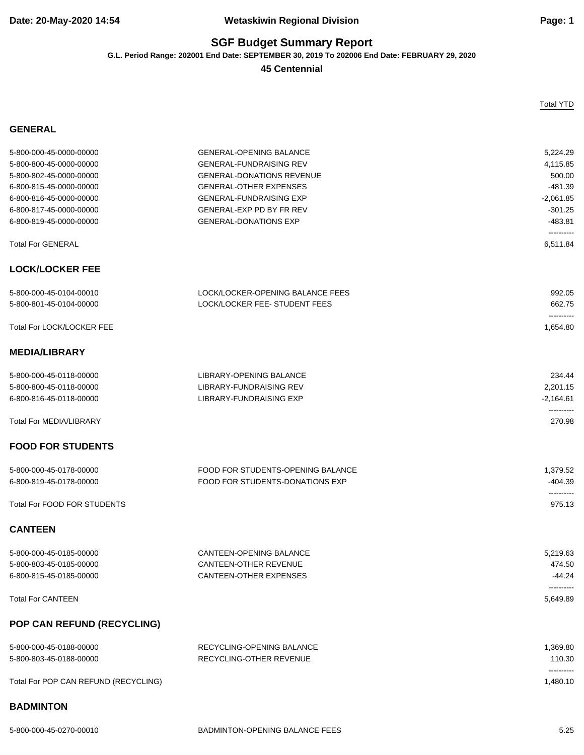# SGF Budget Summary Report

**G.L. Period Range: 202001 End Date: SEPTEMBER 30, 2019 To 202006 End Date: FEBRUARY 29, 2020**

**45 Centennial**

## GENERAL

| Account | Description | Total YTD |
|---|---|---|
| 5-800-000-45-0000-00000 | GENERAL-OPENING BALANCE | 5,224.29 |
| 5-800-800-45-0000-00000 | GENERAL-FUNDRAISING REV | 4,115.85 |
| 5-800-802-45-0000-00000 | GENERAL-DONATIONS REVENUE | 500.00 |
| 6-800-815-45-0000-00000 | GENERAL-OTHER EXPENSES | -481.39 |
| 6-800-816-45-0000-00000 | GENERAL-FUNDRAISING EXP | -2,061.85 |
| 6-800-817-45-0000-00000 | GENERAL-EXP PD BY FR REV | -301.25 |
| 6-800-819-45-0000-00000 | GENERAL-DONATIONS EXP | -483.81 |
| Total For GENERAL | | 6,511.84 |

## LOCK/LOCKER FEE

| Account | Description | Total YTD |
|---|---|---|
| 5-800-000-45-0104-00010 | LOCK/LOCKER-OPENING BALANCE FEES | 992.05 |
| 5-800-801-45-0104-00000 | LOCK/LOCKER FEE- STUDENT FEES | 662.75 |
| Total For LOCK/LOCKER FEE | | 1,654.80 |

## MEDIA/LIBRARY

| Account | Description | Total YTD |
|---|---|---|
| 5-800-000-45-0118-00000 | LIBRARY-OPENING BALANCE | 234.44 |
| 5-800-800-45-0118-00000 | LIBRARY-FUNDRAISING REV | 2,201.15 |
| 6-800-816-45-0118-00000 | LIBRARY-FUNDRAISING EXP | -2,164.61 |
| Total For MEDIA/LIBRARY | | 270.98 |

## FOOD FOR STUDENTS

| Account | Description | Total YTD |
|---|---|---|
| 5-800-000-45-0178-00000 | FOOD FOR STUDENTS-OPENING BALANCE | 1,379.52 |
| 6-800-819-45-0178-00000 | FOOD FOR STUDENTS-DONATIONS EXP | -404.39 |
| Total For FOOD FOR STUDENTS | | 975.13 |

## CANTEEN

| Account | Description | Total YTD |
|---|---|---|
| 5-800-000-45-0185-00000 | CANTEEN-OPENING BALANCE | 5,219.63 |
| 5-800-803-45-0185-00000 | CANTEEN-OTHER REVENUE | 474.50 |
| 6-800-815-45-0185-00000 | CANTEEN-OTHER EXPENSES | -44.24 |
| Total For CANTEEN | | 5,649.89 |

## POP CAN REFUND (RECYCLING)

| Account | Description | Total YTD |
|---|---|---|
| 5-800-000-45-0188-00000 | RECYCLING-OPENING BALANCE | 1,369.80 |
| 5-800-803-45-0188-00000 | RECYCLING-OTHER REVENUE | 110.30 |
| Total For POP CAN REFUND (RECYCLING) | | 1,480.10 |

## BADMINTON

| Account | Description | Total YTD |
|---|---|---|
| 5-800-000-45-0270-00010 | BADMINTON-OPENING BALANCE FEES | 5.25 |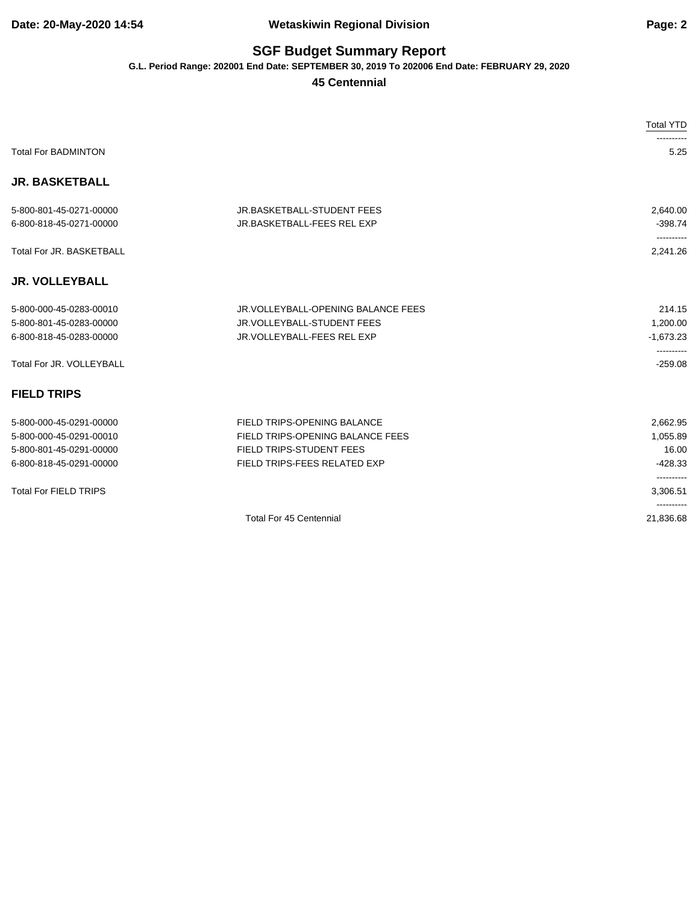## SGF Budget Summary Report

**G.L. Period Range: 202001 End Date: SEPTEMBER 30, 2019 To 202006 End Date: FEBRUARY 29, 2020**

**45 Centennial**

| | | Total YTD |
|---|---|---|
| Total For BADMINTON | | 5.25 |

### JR. BASKETBALL

| | | Total YTD |
|---|---|---|
| 5-800-801-45-0271-00000 | JR.BASKETBALL-STUDENT FEES | 2,640.00 |
| 6-800-818-45-0271-00000 | JR.BASKETBALL-FEES REL EXP | -398.74 |
| Total For JR. BASKETBALL | | 2,241.26 |

### JR. VOLLEYBALL

| | | Total YTD |
|---|---|---|
| 5-800-000-45-0283-00010 | JR.VOLLEYBALL-OPENING BALANCE FEES | 214.15 |
| 5-800-801-45-0283-00000 | JR.VOLLEYBALL-STUDENT FEES | 1,200.00 |
| 6-800-818-45-0283-00000 | JR.VOLLEYBALL-FEES REL EXP | -1,673.23 |
| Total For JR. VOLLEYBALL | | -259.08 |

### FIELD TRIPS

| | | Total YTD |
|---|---|---|
| 5-800-000-45-0291-00000 | FIELD TRIPS-OPENING BALANCE | 2,662.95 |
| 5-800-000-45-0291-00010 | FIELD TRIPS-OPENING BALANCE FEES | 1,055.89 |
| 5-800-801-45-0291-00000 | FIELD TRIPS-STUDENT FEES | 16.00 |
| 6-800-818-45-0291-00000 | FIELD TRIPS-FEES RELATED EXP | -428.33 |
| Total For FIELD TRIPS | | 3,306.51 |
| | Total For 45 Centennial | 21,836.68 |